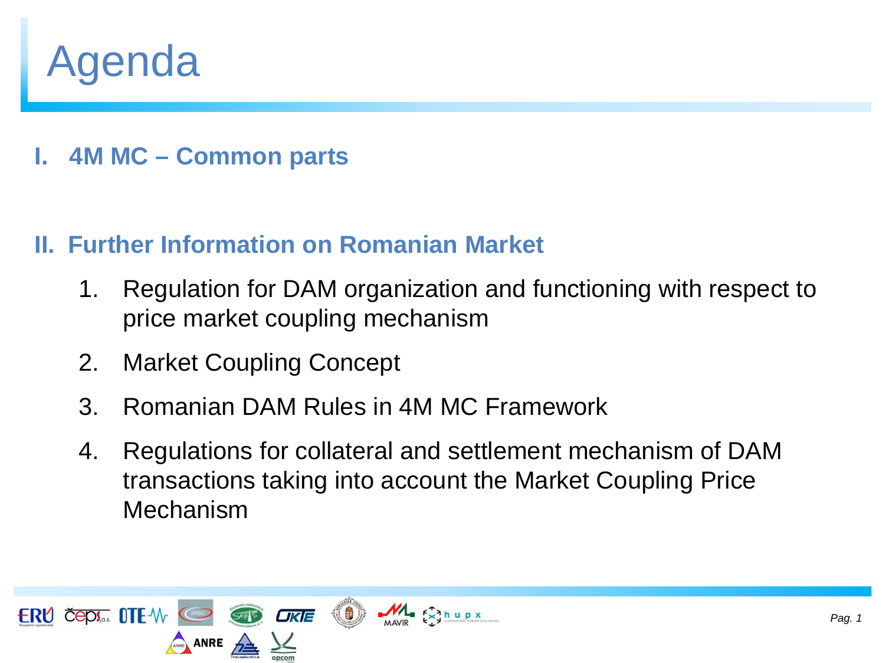# Agenda

**I. 4M MC – Common parts**

**II. Further Information on Romanian Market**

1. Regulation for DAM organization and functioning with respect to price market coupling mechanism
2. Market Coupling Concept
3. Romanian DAM Rules in 4M MC Framework
4. Regulations for collateral and settlement mechanism of DAM transactions taking into account the Market Coupling Price Mechanism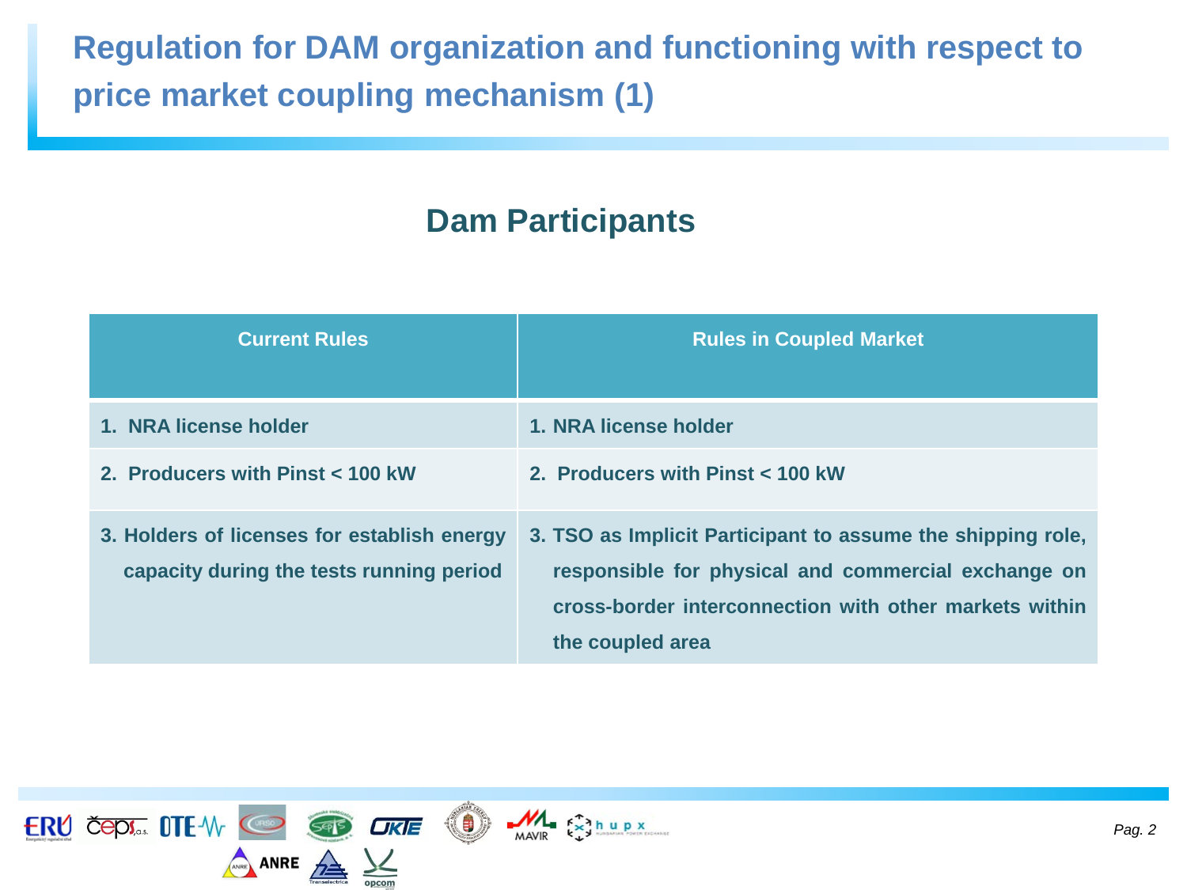# Regulation for DAM organization and functioning with respect to price market coupling mechanism (1)

## Dam Participants

| Current Rules | Rules in Coupled Market |
|---|---|
| 1. NRA license holder | 1. NRA license holder |
| 2. Producers with Pinst < 100 kW | 2. Producers with Pinst < 100 kW |
| 3. Holders of licenses for establish energy capacity during the tests running period | 3. TSO as Implicit Participant to assume the shipping role, responsible for physical and commercial exchange on cross-border interconnection with other markets within the coupled area |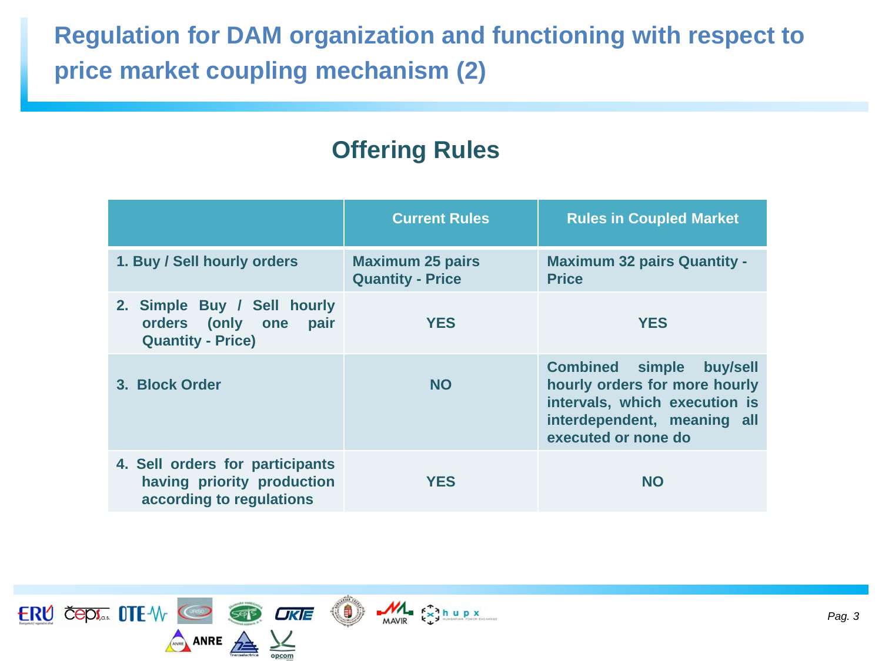# Regulation for DAM organization and functioning with respect to price market coupling mechanism (2)

## Offering Rules

| | Current Rules | Rules in Coupled Market |
|---|---|---|
| 1. Buy / Sell hourly orders | Maximum 25 pairs Quantity - Price | Maximum 32 pairs Quantity - Price |
| 2. Simple Buy / Sell hourly orders (only one pair Quantity - Price) | YES | YES |
| 3. Block Order | NO | Combined simple buy/sell hourly orders for more hourly intervals, which execution is interdependent, meaning all executed or none do |
| 4. Sell orders for participants having priority production according to regulations | YES | NO |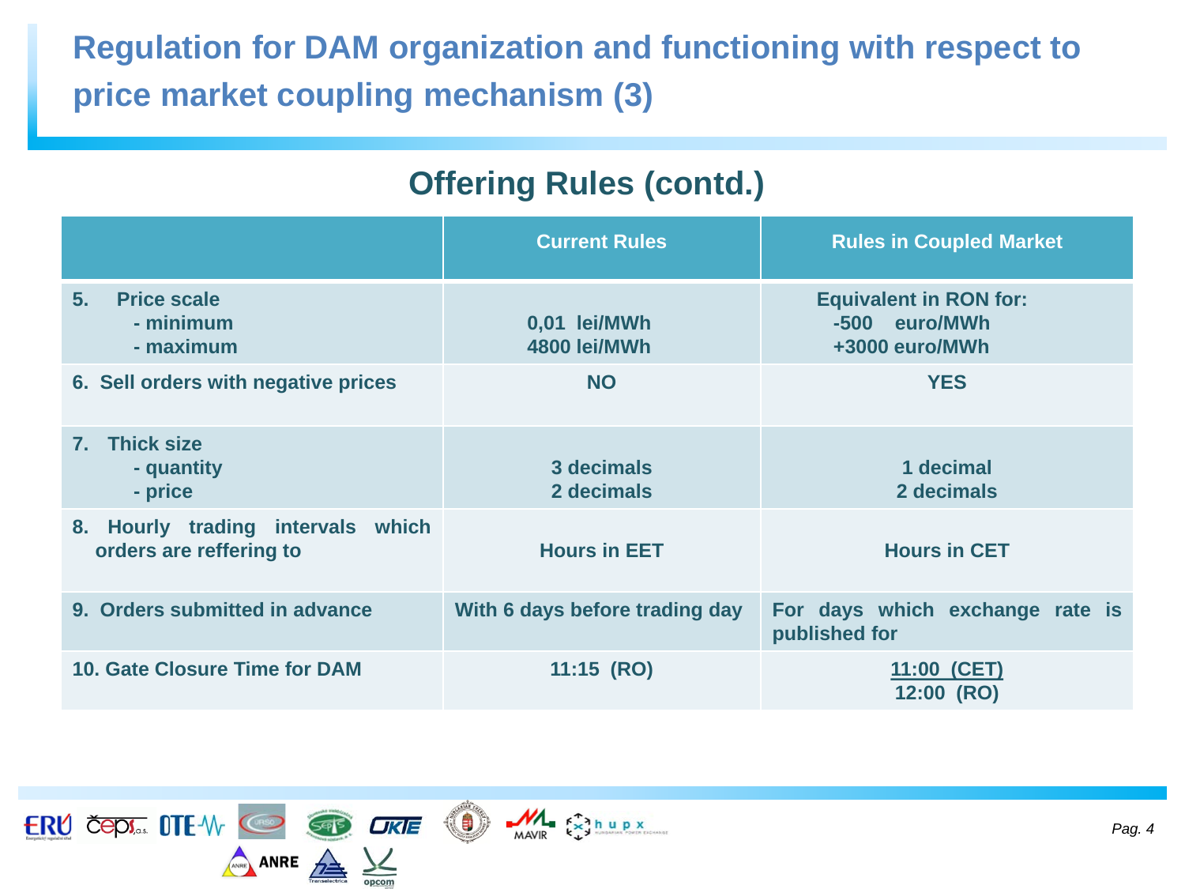# Regulation for DAM organization and functioning with respect to price market coupling mechanism (3)

## Offering Rules (contd.)

| | Current Rules | Rules in Coupled Market |
|---|---|---|
| 5. Price scale<br>- minimum<br>- maximum | 0,01 lei/MWh<br>4800 lei/MWh | Equivalent in RON for:<br>-500 euro/MWh<br>+3000 euro/MWh |
| 6. Sell orders with negative prices | NO | YES |
| 7. Thick size<br>- quantity<br>- price | 3 decimals<br>2 decimals | 1 decimal<br>2 decimals |
| 8. Hourly trading intervals which orders are reffering to | Hours in EET | Hours in CET |
| 9. Orders submitted in advance | With 6 days before trading day | For days which exchange rate is published for |
| 10. Gate Closure Time for DAM | 11:15 (RO) | 11:00 (CET)<br>12:00 (RO) |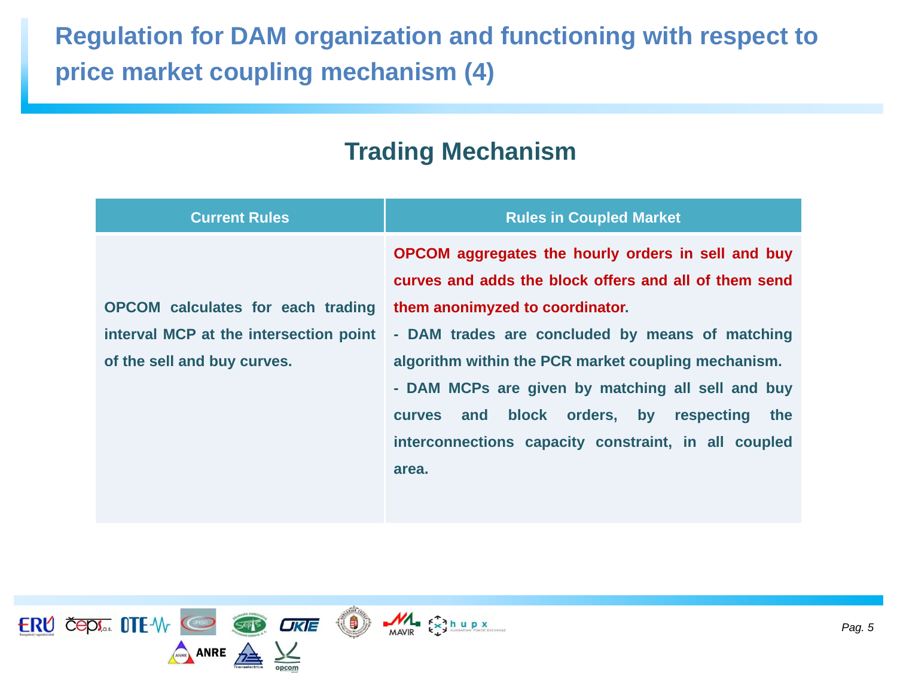# Regulation for DAM organization and functioning with respect to price market coupling mechanism (4)

## Trading Mechanism

| Current Rules | Rules in Coupled Market |
|---|---|
| **OPCOM calculates for each trading interval MCP at the intersection point of the sell and buy curves.** | **OPCOM aggregates the hourly orders in sell and buy curves and adds the block offers and all of them send them anonimyzed to coordinator.** <br> **- DAM trades are concluded by means of matching algorithm within the PCR market coupling mechanism.** <br> **- DAM MCPs are given by matching all sell and buy curves and block orders, by respecting the interconnections capacity constraint, in all coupled area.** |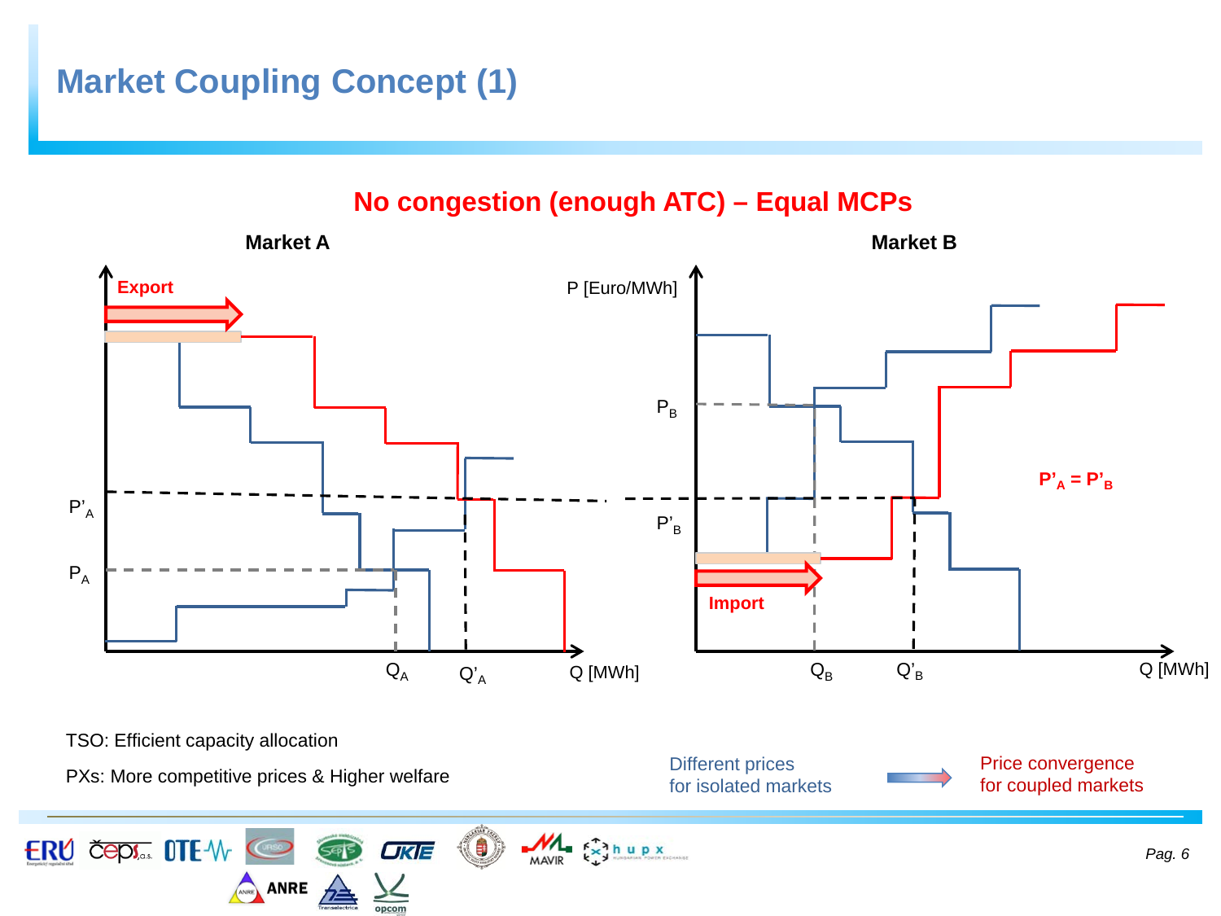# Market Coupling Concept (1)

## No congestion (enough ATC) – Equal MCPs

**Market A**

**Export**

$P'_A$

$P_A$

$Q_A$ $Q'_A$ Q [MWh]

**Market B**

P [Euro/MWh]

$P_B$

$P'_B$

**Import**

$P'_A = P'_B$

$Q_B$ $Q'_B$ Q [MWh]

TSO: Efficient capacity allocation

PXs: More competitive prices & Higher welfare

Different prices for isolated markets → Price convergence for coupled markets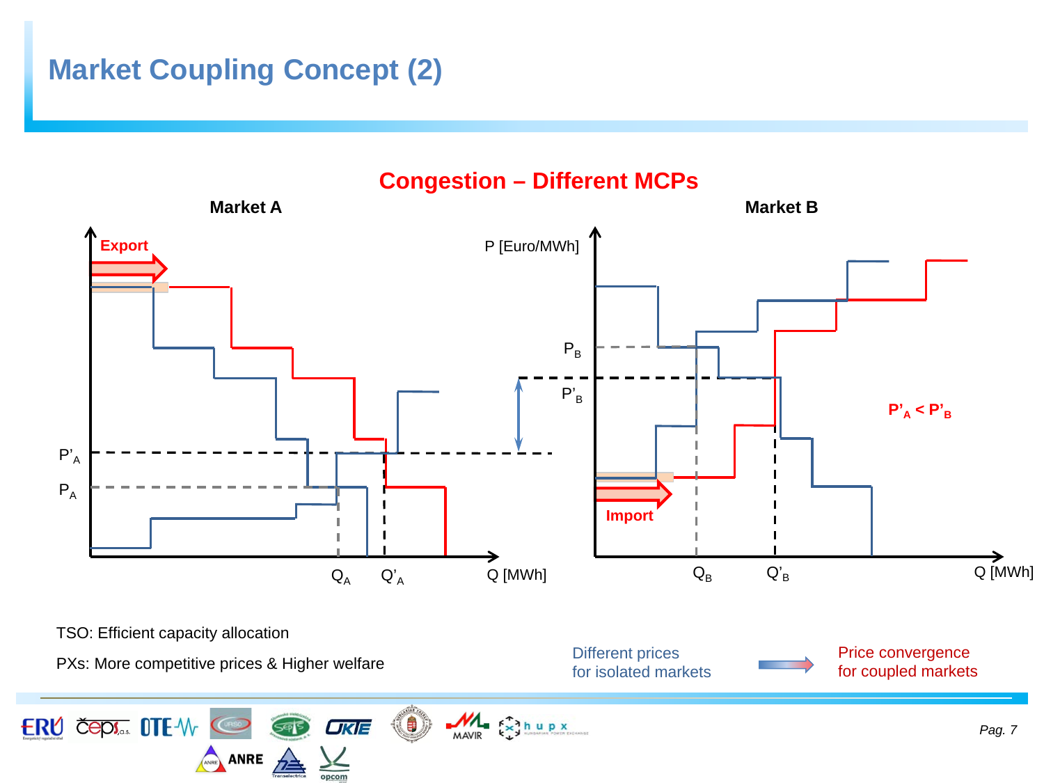# Market Coupling Concept (2)

## Congestion – Different MCPs

**Market A**

Export

$P'_A$

$P_A$

$Q_A$ $Q'_A$ Q [MWh]

P [Euro/MWh]

**Market B**

$P_B$

$P'_B$

$P'_A < P'_B$

Import

$Q_B$ $Q'_B$ Q [MWh]

TSO: Efficient capacity allocation

PXs: More competitive prices & Higher welfare

Different prices for isolated markets → Price convergence for coupled markets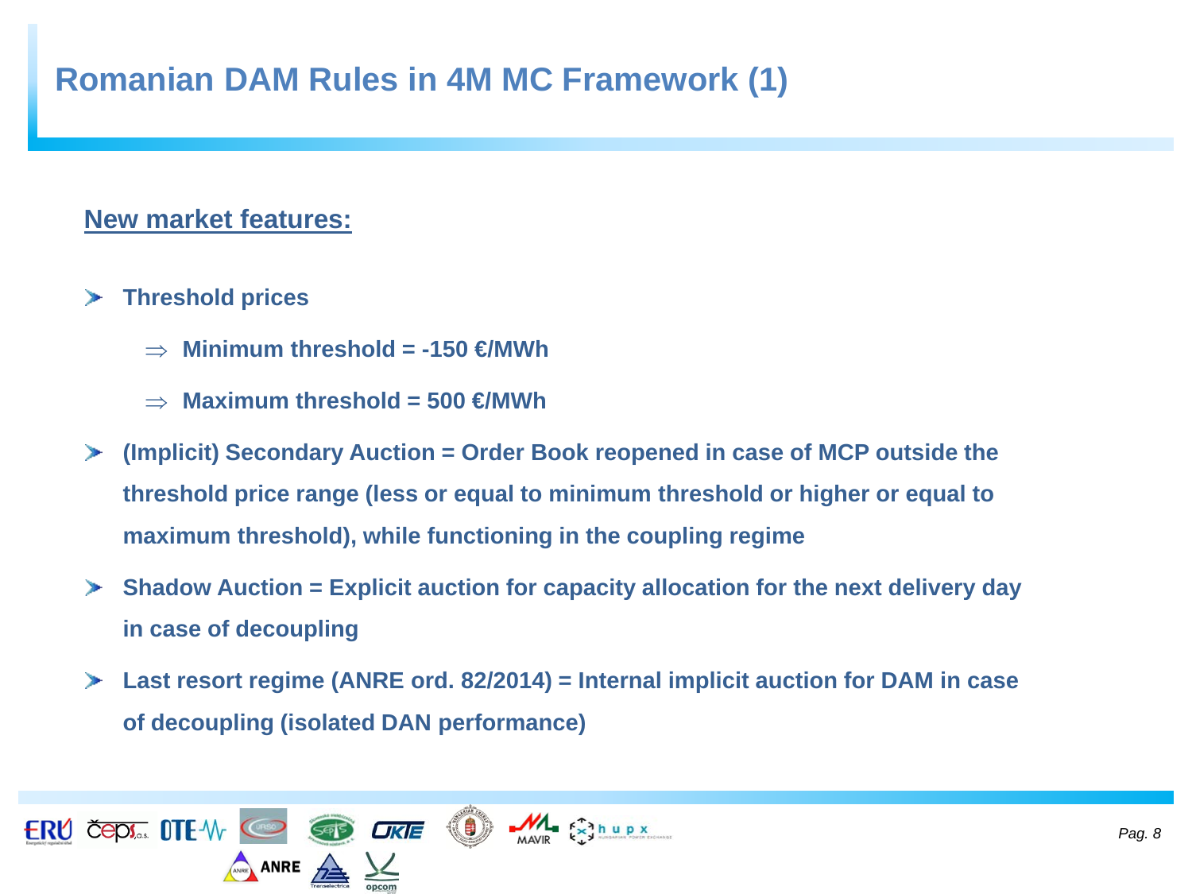# Romanian DAM Rules in 4M MC Framework (1)

**New market features:**

- **Threshold prices**
  - ⇒ **Minimum threshold = -150 €/MWh**
  - ⇒ **Maximum threshold = 500 €/MWh**
- **(Implicit) Secondary Auction = Order Book reopened in case of MCP outside the threshold price range (less or equal to minimum threshold or higher or equal to maximum threshold), while functioning in the coupling regime**
- **Shadow Auction = Explicit auction for capacity allocation for the next delivery day in case of decoupling**
- **Last resort regime (ANRE ord. 82/2014) = Internal implicit auction for DAM in case of decoupling (isolated DAN performance)**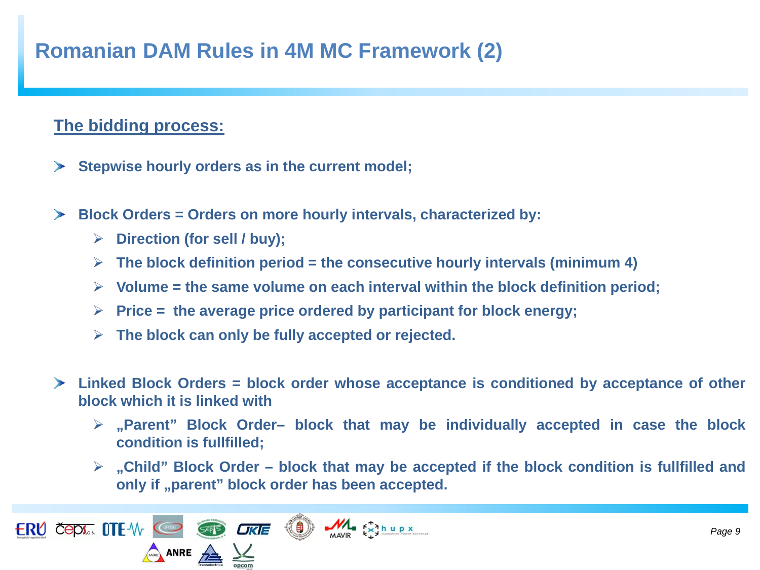# Romanian DAM Rules in 4M MC Framework (2)

**The bidding process:**

- **Stepwise hourly orders as in the current model;**
- **Block Orders = Orders on more hourly intervals, characterized by:**
  - **Direction (for sell / buy);**
  - **The block definition period = the consecutive hourly intervals (minimum 4)**
  - **Volume = the same volume on each interval within the block definition period;**
  - **Price = the average price ordered by participant for block energy;**
  - **The block can only be fully accepted or rejected.**
- **Linked Block Orders = block order whose acceptance is conditioned by acceptance of other block which it is linked with**
  - **„Parent" Block Order– block that may be individually accepted in case the block condition is fullfilled;**
  - **„Child" Block Order – block that may be accepted if the block condition is fullfilled and only if „parent" block order has been accepted.**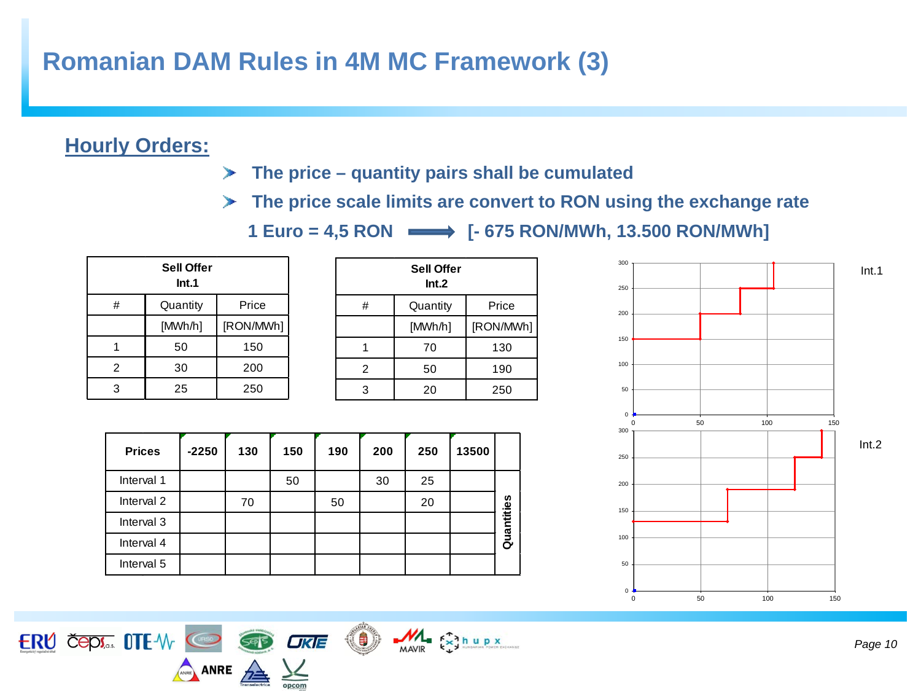# Romanian DAM Rules in 4M MC Framework (3)

## Hourly Orders:

- **The price – quantity pairs shall be cumulated**
- **The price scale limits are convert to RON using the exchange rate**

**1 Euro = 4,5 RON ⟹ [- 675 RON/MWh, 13.500 RON/MWh]**

| Sell Offer Int.1 | | |
|---|---|---|
| # | Quantity | Price |
| | [MWh/h] | [RON/MWh] |
| 1 | 50 | 150 |
| 2 | 30 | 200 |
| 3 | 25 | 250 |

| Sell Offer Int.2 | | |
|---|---|---|
| # | Quantity | Price |
| | [MWh/h] | [RON/MWh] |
| 1 | 70 | 130 |
| 2 | 50 | 190 |
| 3 | 20 | 250 |

| Prices | -2250 | 130 | 150 | 190 | 200 | 250 | 13500 | |
|---|---|---|---|---|---|---|---|---|
| Interval 1 | | | 50 | | 30 | 25 | | Quantities |
| Interval 2 | | 70 | | 50 | | 20 | | |
| Interval 3 | | | | | | | | |
| Interval 4 | | | | | | | | |
| Interval 5 | | | | | | | | |

Int.1

Int.2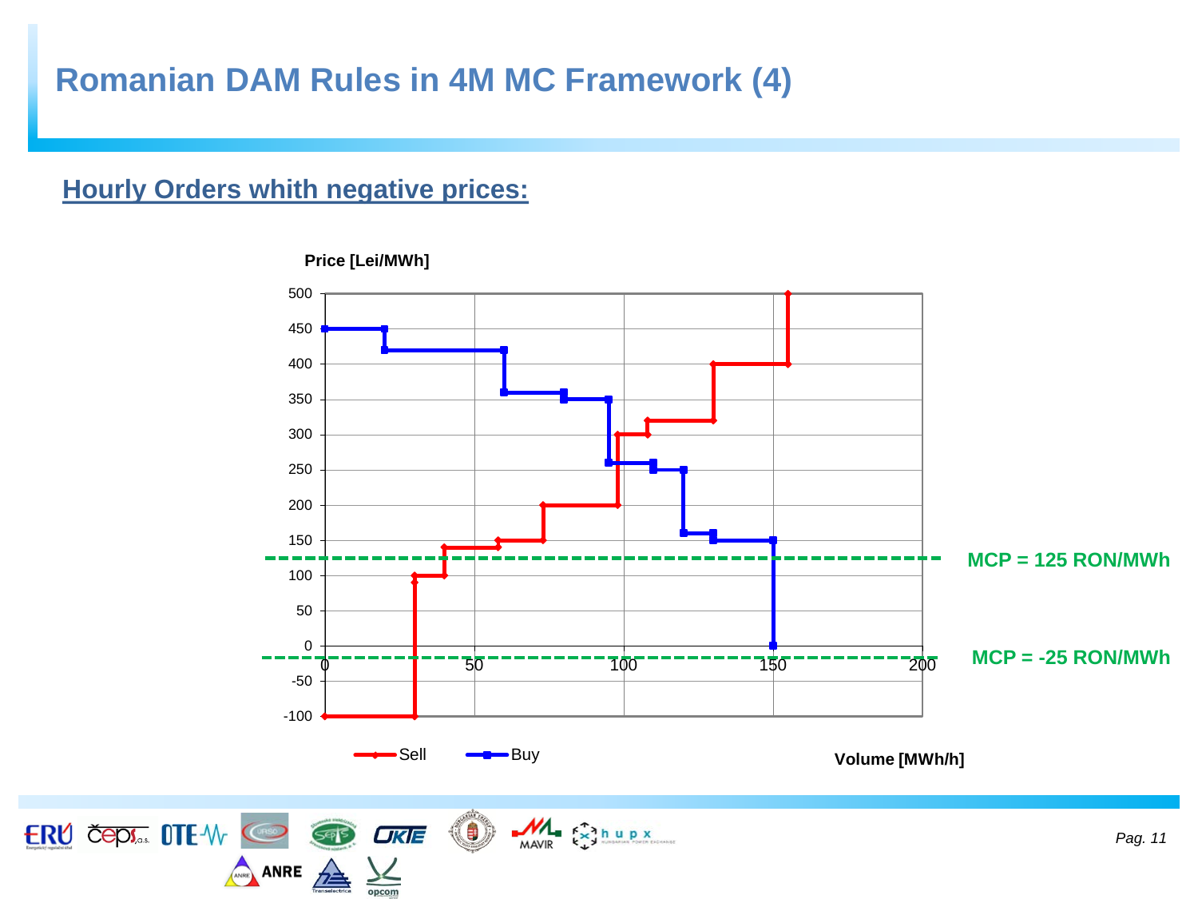# Romanian DAM Rules in 4M MC Framework (4)

## Hourly Orders whith negative prices:

Price [Lei/MWh]

MCP = 125 RON/MWh

MCP = -25 RON/MWh

Sell  Buy

Volume [MWh/h]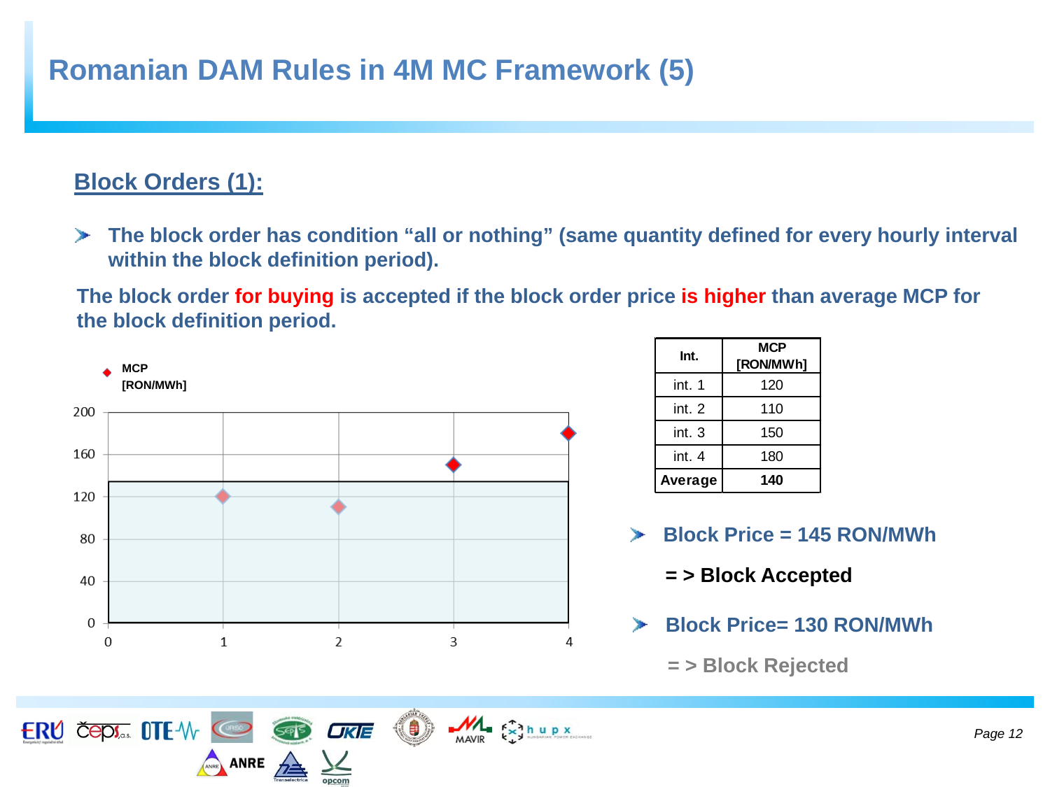# Romanian DAM Rules in 4M MC Framework (5)

## Block Orders (1):

- **The block order has condition "all or nothing" (same quantity defined for every hourly interval within the block definition period).**

**The block order for buying is accepted if the block order price is higher than average MCP for the block definition period.**

| Int. | MCP [RON/MWh] |
|---|---|
| int. 1 | 120 |
| int. 2 | 110 |
| int. 3 | 150 |
| int. 4 | 180 |
| **Average** | **140** |

- **Block Price = 145 RON/MWh**

  **= > Block Accepted**

- **Block Price= 130 RON/MWh**

  **= > Block Rejected**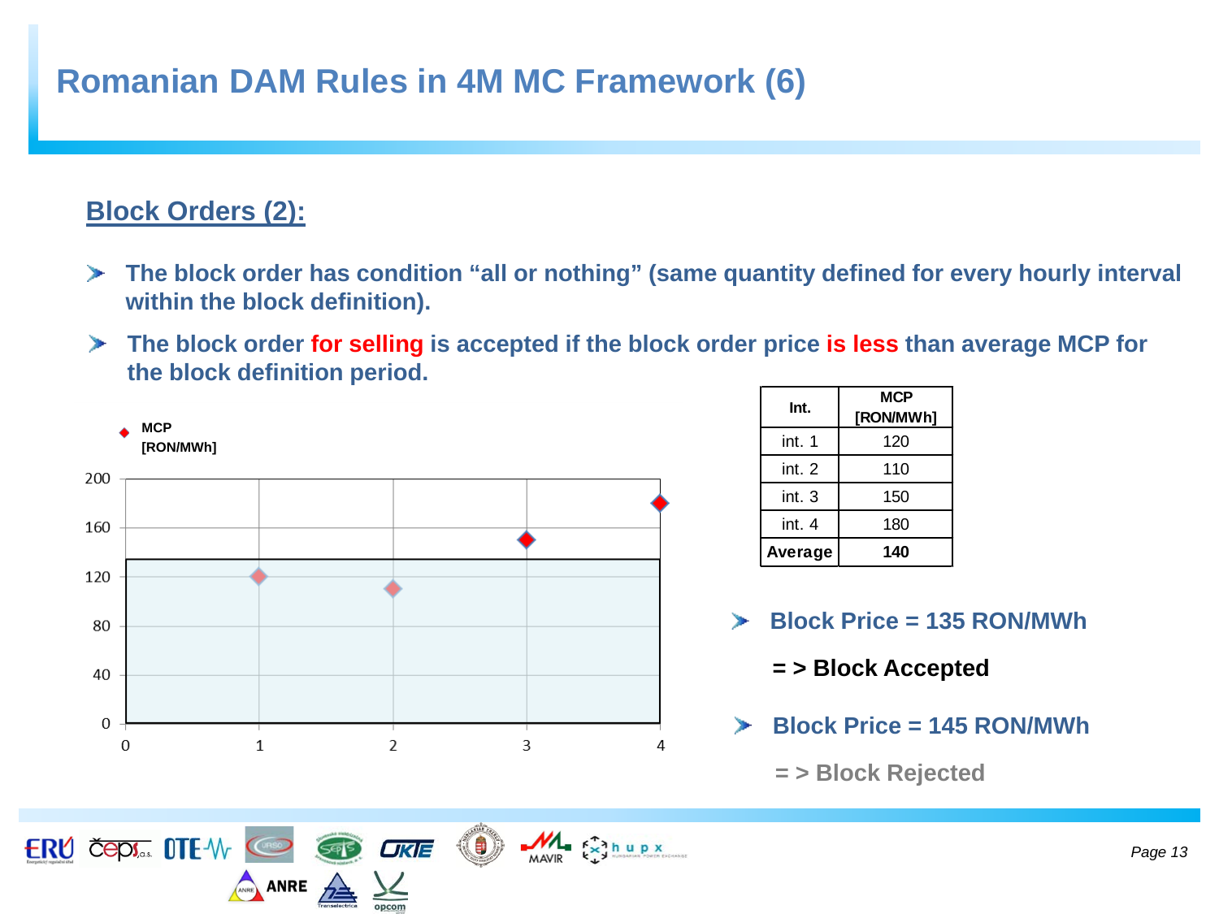# Romanian DAM Rules in 4M MC Framework (6)

## Block Orders (2):

- **The block order has condition "all or nothing" (same quantity defined for every hourly interval within the block definition).**
- **The block order for selling is accepted if the block order price is less than average MCP for the block definition period.**

| Int. | MCP [RON/MWh] |
|---|---|
| int. 1 | 120 |
| int. 2 | 110 |
| int. 3 | 150 |
| int. 4 | 180 |
| **Average** | **140** |

- **Block Price = 135 RON/MWh**

  **= > Block Accepted**

- **Block Price = 145 RON/MWh**

  **= > Block Rejected**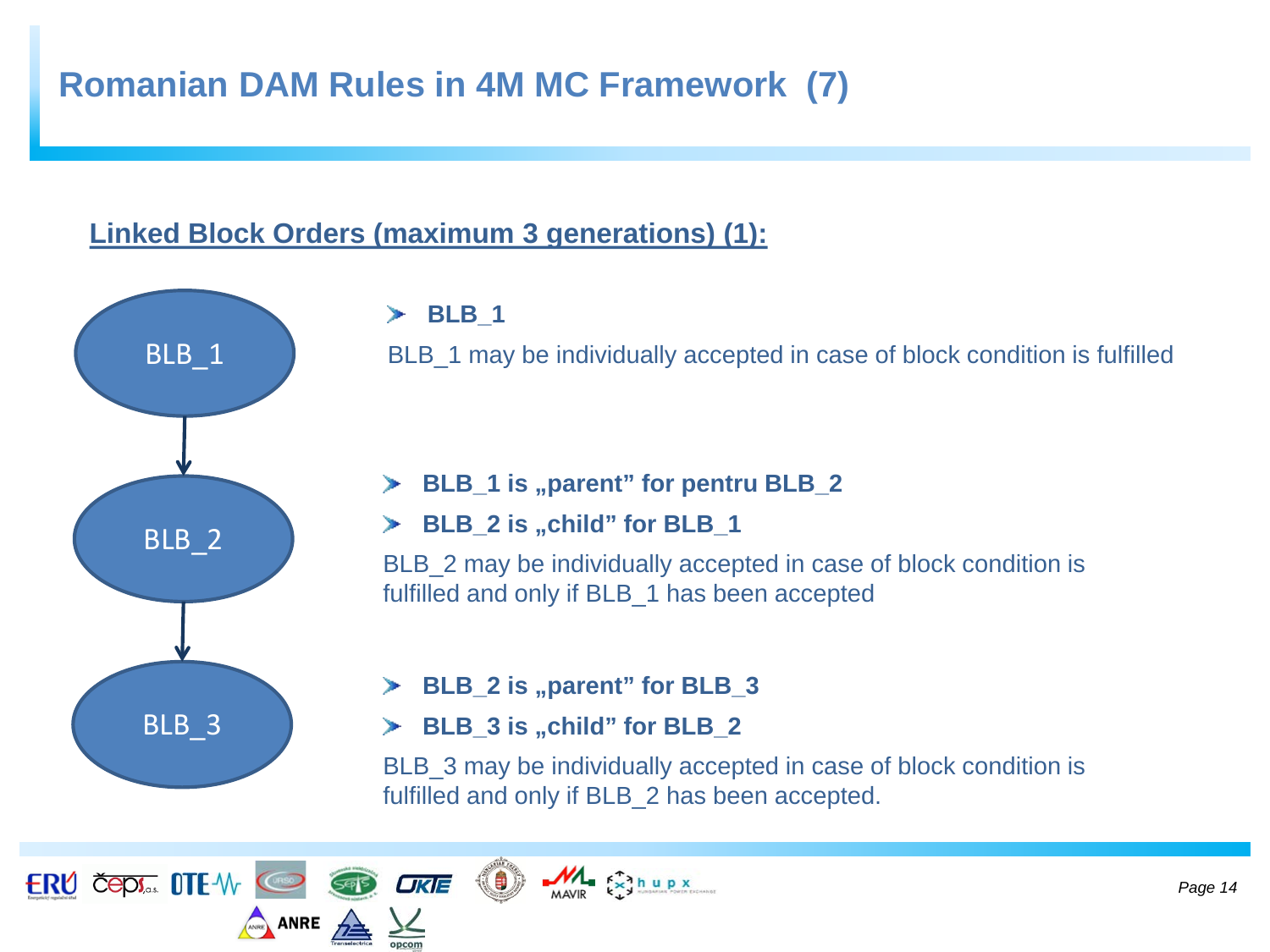# Romanian DAM Rules in 4M MC Framework (7)

## Linked Block Orders (maximum 3 generations) (1):

BLB_1

BLB_2

BLB_3

- **BLB_1**

BLB_1 may be individually accepted in case of block condition is fulfilled

- **BLB_1 is „parent" for pentru BLB_2**
- **BLB_2 is „child" for BLB_1**

BLB_2 may be individually accepted in case of block condition is fulfilled and only if BLB_1 has been accepted

- **BLB_2 is „parent" for BLB_3**
- **BLB_3 is „child" for BLB_2**

BLB_3 may be individually accepted in case of block condition is fulfilled and only if BLB_2 has been accepted.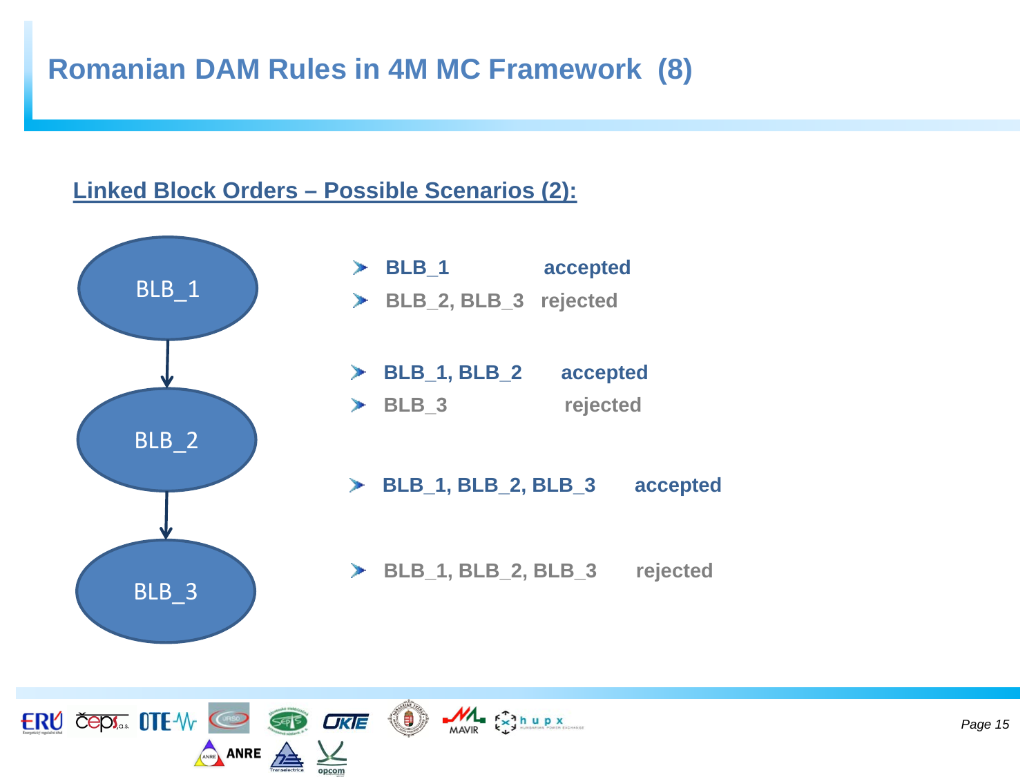# Romanian DAM Rules in 4M MC Framework (8)

## Linked Block Orders – Possible Scenarios (2):

BLB_1

BLB_2

BLB_3

- **BLB_1 accepted**
- **BLB_2, BLB_3 rejected**

- **BLB_1, BLB_2 accepted**
- **BLB_3 rejected**

- **BLB_1, BLB_2, BLB_3 accepted**

- **BLB_1, BLB_2, BLB_3 rejected**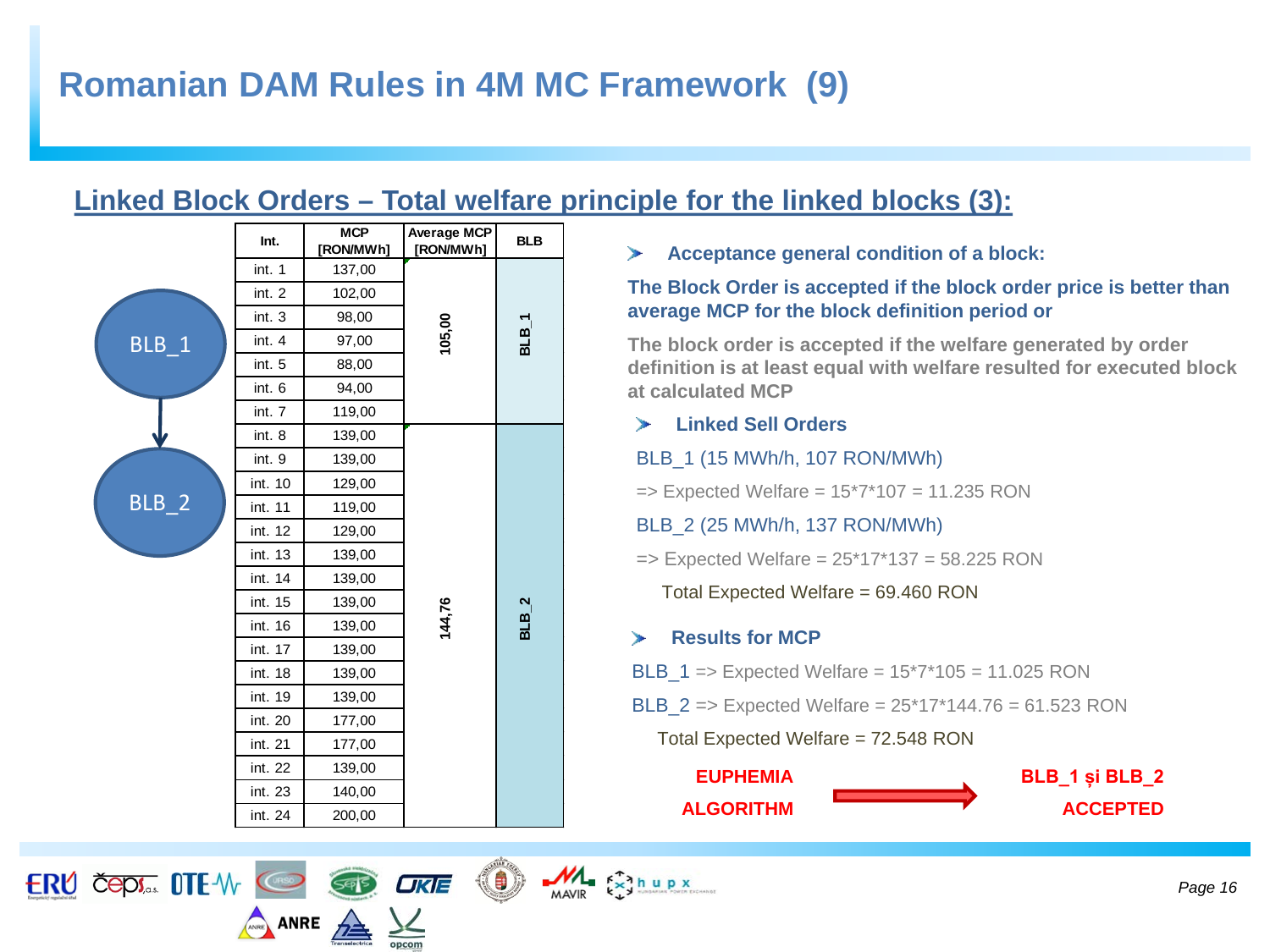# Romanian DAM Rules in 4M MC Framework (9)

## Linked Block Orders – Total welfare principle for the linked blocks (3):

BLB_1 → BLB_2

| Int. | MCP [RON/MWh] | Average MCP [RON/MWh] | BLB |
|---|---|---|---|
| int. 1 | 137,00 | 105,00 | BLB_1 |
| int. 2 | 102,00 | | |
| int. 3 | 98,00 | | |
| int. 4 | 97,00 | | |
| int. 5 | 88,00 | | |
| int. 6 | 94,00 | | |
| int. 7 | 119,00 | | |
| int. 8 | 139,00 | 144,76 | BLB_2 |
| int. 9 | 139,00 | | |
| int. 10 | 129,00 | | |
| int. 11 | 119,00 | | |
| int. 12 | 129,00 | | |
| int. 13 | 139,00 | | |
| int. 14 | 139,00 | | |
| int. 15 | 139,00 | | |
| int. 16 | 139,00 | | |
| int. 17 | 139,00 | | |
| int. 18 | 139,00 | | |
| int. 19 | 139,00 | | |
| int. 20 | 177,00 | | |
| int. 21 | 177,00 | | |
| int. 22 | 139,00 | | |
| int. 23 | 140,00 | | |
| int. 24 | 200,00 | | |

- **Acceptance general condition of a block:**

**The Block Order is accepted if the block order price is better than average MCP for the block definition period or**

**The block order is accepted if the welfare generated by order definition is at least equal with welfare resulted for executed block at calculated MCP**

- **Linked Sell Orders**

BLB_1 (15 MWh/h, 107 RON/MWh)

=> Expected Welfare = 15*7*107 = 11.235 RON

BLB_2 (25 MWh/h, 137 RON/MWh)

=> Expected Welfare = 25*17*137 = 58.225 RON

Total Expected Welfare = 69.460 RON

- **Results for MCP**

BLB_1 => Expected Welfare = 15*7*105 = 11.025 RON

BLB_2 => Expected Welfare = 25*17*144.76 = 61.523 RON

Total Expected Welfare = 72.548 RON

**EUPHEMIA ALGORITHM** → **BLB_1 și BLB_2 ACCEPTED**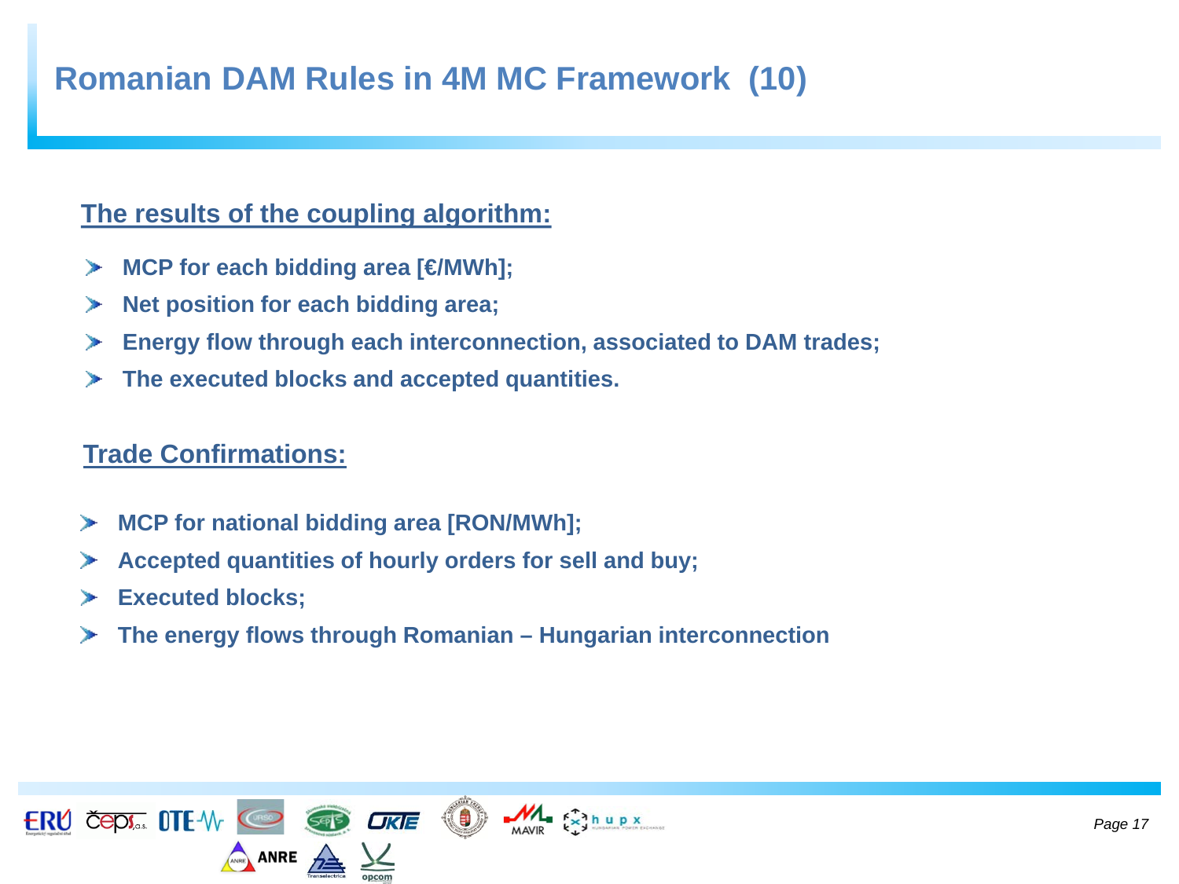# Romanian DAM Rules in 4M MC Framework (10)

## The results of the coupling algorithm:

- MCP for each bidding area [€/MWh];
- Net position for each bidding area;
- Energy flow through each interconnection, associated to DAM trades;
- The executed blocks and accepted quantities.

## Trade Confirmations:

- MCP for national bidding area [RON/MWh];
- Accepted quantities of hourly orders for sell and buy;
- Executed blocks;
- The energy flows through Romanian – Hungarian interconnection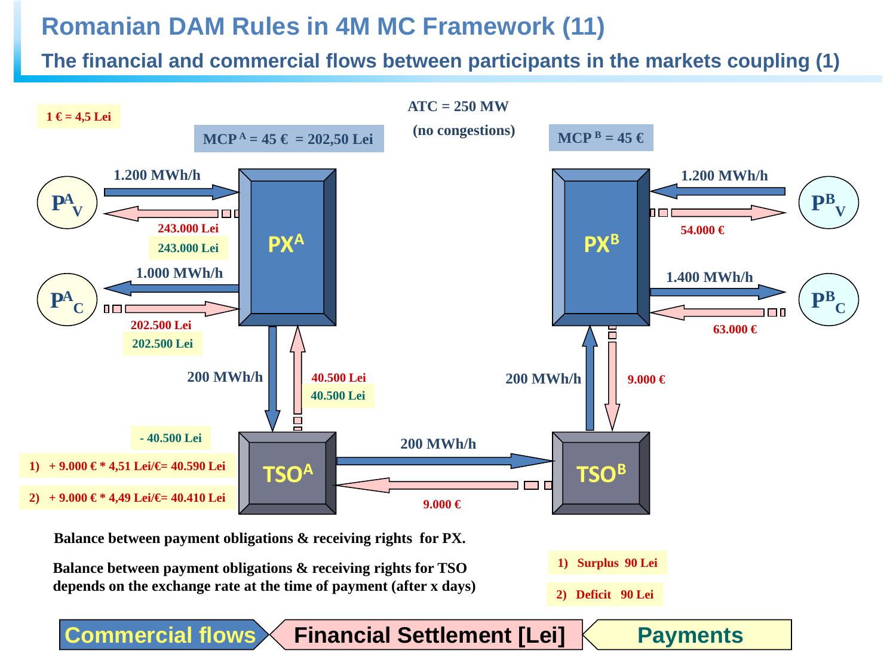# Romanian DAM Rules in 4M MC Framework (11)

## The financial and commercial flows between participants in the markets coupling (1)

1 € = 4,5 Lei

MCP [A] = 45 € = 202,50 Lei

ATC = 250 MW

(no congestions)

MCP [B] = 45 €

**Market A**

- $P^A_V$ → $PX^A$: 1.200 MWh/h
- $PX^A$ → $P^A_V$: 243.000 Lei (financial settlement); 243.000 Lei (payment)
- $PX^A$ → $P^A_C$: 1.000 MWh/h
- $P^A_C$ → $PX^A$: 202.500 Lei (financial settlement); 202.500 Lei (payment)
- $PX^A$ → $TSO^A$: 200 MWh/h
- $TSO^A$ → $PX^A$: 40.500 Lei (financial settlement); 40.500 Lei (payment)

**Market B**

- $P^B_V$ → $PX^B$: 1.200 MWh/h
- $PX^B$ → $P^B_V$: 54.000 €
- $PX^B$ → $P^B_C$: 1.400 MWh/h
- $P^B_C$ → $PX^B$: 63.000 €
- $TSO^B$ → $PX^B$: 200 MWh/h
- $PX^B$ → $TSO^B$: 9.000 €

**Between TSOs**

- $TSO^A$ → $TSO^B$: 200 MWh/h
- $TSO^B$ → $TSO^A$: 9.000 €

$TSO^A$:

- 40.500 Lei
1) + 9.000 € * 4,51 Lei/€= 40.590 Lei
2) + 9.000 € * 4,49 Lei/€= 40.410 Lei

**Balance between payment obligations & receiving rights for PX.**

**Balance between payment obligations & receiving rights for TSO depends on the exchange rate at the time of payment (after x days)**

1) Surplus 90 Lei
2) Deficit 90 Lei

Commercial flows | Financial Settlement [Lei] | Payments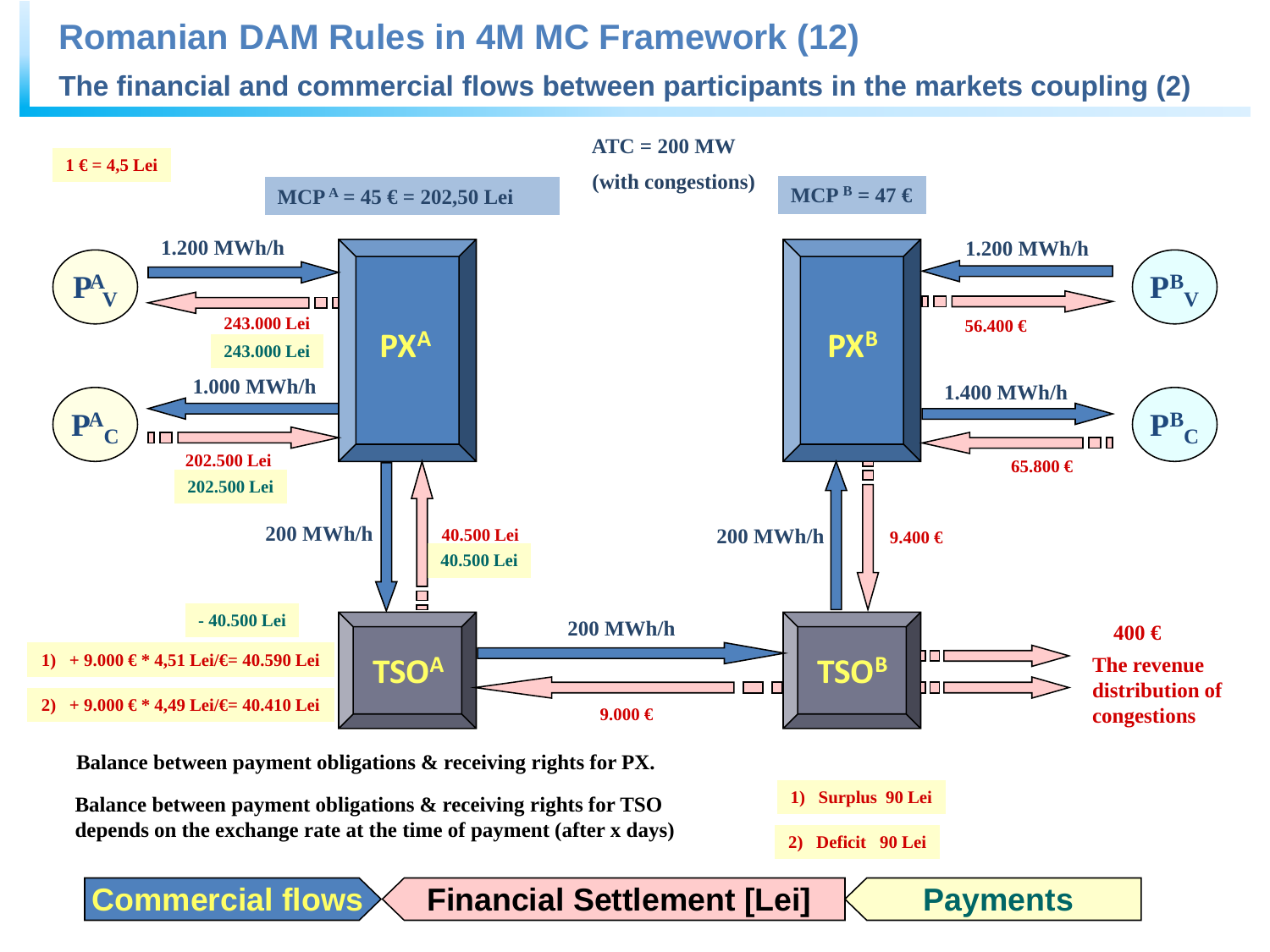# Romanian DAM Rules in 4M MC Framework (12)

## The financial and commercial flows between participants in the markets coupling (2)

1 € = 4,5 Lei

MCP $^A$ = 45 € = 202,50 Lei

ATC = 200 MW

(with congestions)

MCP $^B$ = 47 €

**Market A:**

- $P^A_V$ → $PX^A$: 1.200 MWh/h
- $PX^A$ → $P^A_V$: 243.000 Lei (Financial Settlement); 243.000 Lei (Payments)
- $PX^A$ → $P^A_C$: 1.000 MWh/h
- $P^A_C$ → $PX^A$: 202.500 Lei (Financial Settlement); 202.500 Lei (Payments)
- $PX^A$ → $TSO^A$: 200 MWh/h
- $TSO^A$ → $PX^A$: 40.500 Lei (Financial Settlement); 40.500 Lei (Payments)

**Market B:**

- $P^B_V$ → $PX^B$: 1.200 MWh/h
- $PX^B$ → $P^B_V$: 56.400 €
- $PX^B$ → $P^B_C$: 1.400 MWh/h
- $P^B_C$ → $PX^B$: 65.800 €
- $TSO^B$ → $PX^B$: 200 MWh/h
- $PX^B$ → $TSO^B$: 9.400 €

**Between TSOs:**

- $TSO^A$ → $TSO^B$: 200 MWh/h
- $TSO^B$ → $TSO^A$: 9.000 €

$TSO^A$:

- 40.500 Lei
1) + 9.000 € * 4,51 Lei/€= 40.590 Lei
2) + 9.000 € * 4,49 Lei/€= 40.410 Lei

$TSO^B$ → 400 € The revenue distribution of congestions

Balance between payment obligations & receiving rights for PX.

Balance between payment obligations & receiving rights for TSO depends on the exchange rate at the time of payment (after x days)

1) Surplus 90 Lei

2) Deficit 90 Lei

Legend: Commercial flows | Financial Settlement [Lei] | Payments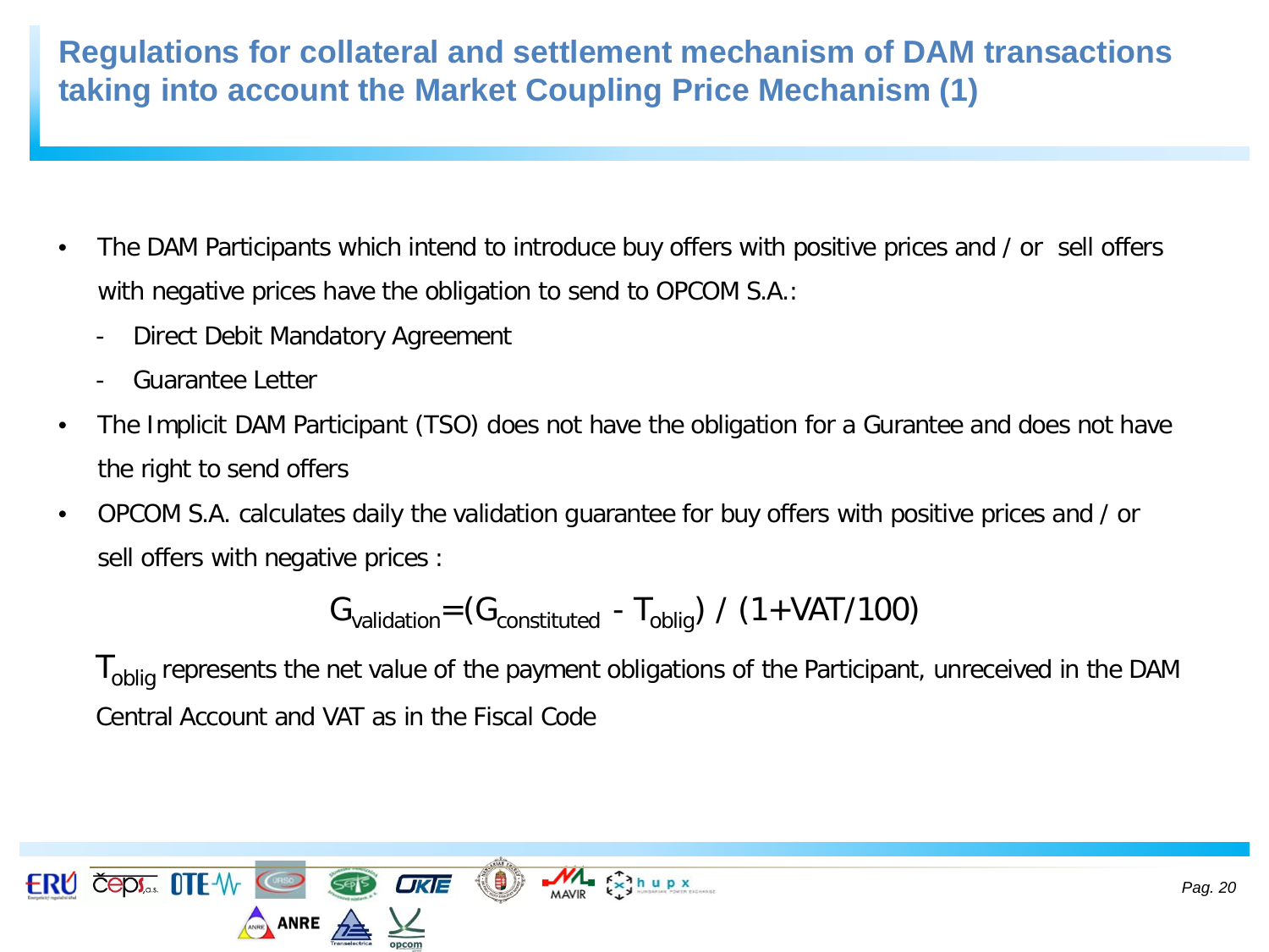## Regulations for collateral and settlement mechanism of DAM transactions taking into account the Market Coupling Price Mechanism (1)

- The DAM Participants which intend to introduce buy offers with positive prices and / or sell offers with negative prices have the obligation to send to OPCOM S.A.:
  - Direct Debit Mandatory Agreement
  - Guarantee Letter
- The Implicit DAM Participant (TSO) does not have the obligation for a Gurantee and does not have the right to send offers
- OPCOM S.A. calculates daily the validation guarantee for buy offers with positive prices and / or sell offers with negative prices :

$$G_{validation}=(G_{constituted} - T_{oblig}) / (1+VAT/100)$$

$T_{oblig}$ represents the net value of the payment obligations of the Participant, unreceived in the DAM Central Account and VAT as in the Fiscal Code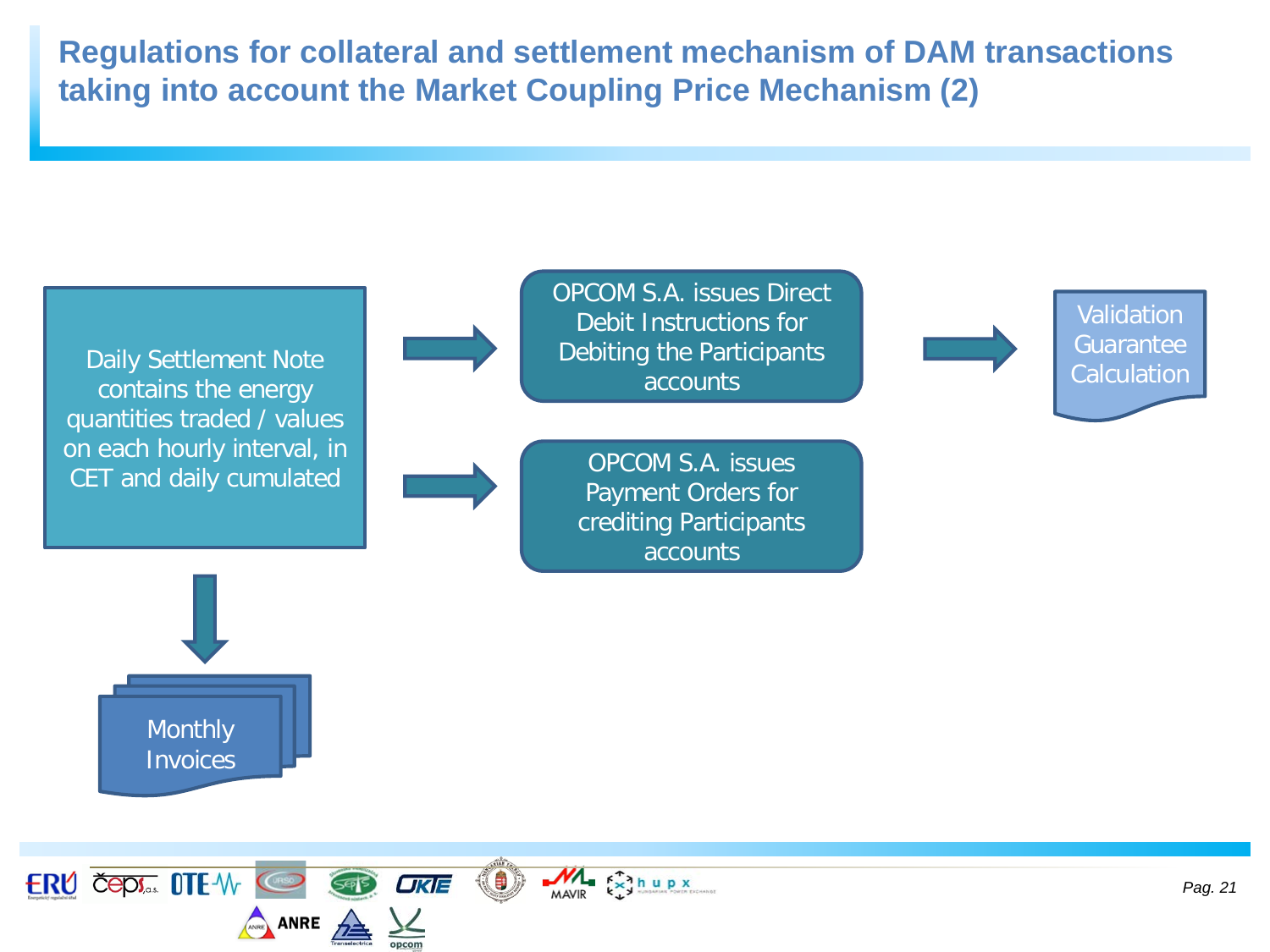# Regulations for collateral and settlement mechanism of DAM transactions taking into account the Market Coupling Price Mechanism (2)

Daily Settlement Note contains the energy quantities traded / values on each hourly interval, in CET and daily cumulated

OPCOM S.A. issues Direct Debit Instructions for Debiting the Participants accounts

OPCOM S.A. issues Payment Orders for crediting Participants accounts

Validation Guarantee Calculation

Monthly Invoices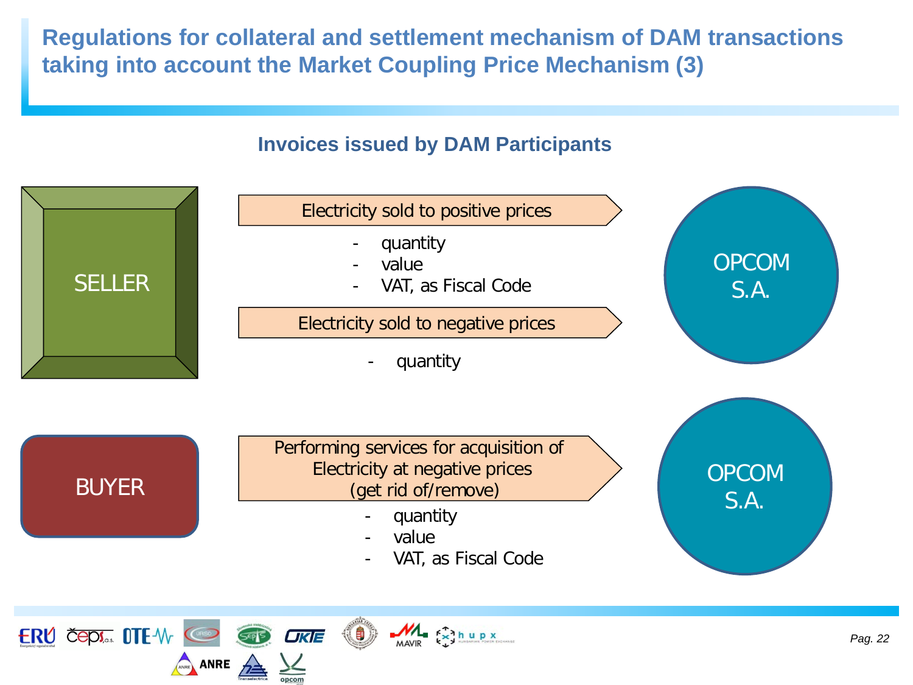# Regulations for collateral and settlement mechanism of DAM transactions taking into account the Market Coupling Price Mechanism (3)

## Invoices issued by DAM Participants

**SELLER** → **OPCOM S.A.**

Electricity sold to positive prices

- quantity
- value
- VAT, as Fiscal Code

Electricity sold to negative prices

- quantity

**BUYER** → **OPCOM S.A.**

Performing services for acquisition of Electricity at negative prices (get rid of/remove)

- quantity
- value
- VAT, as Fiscal Code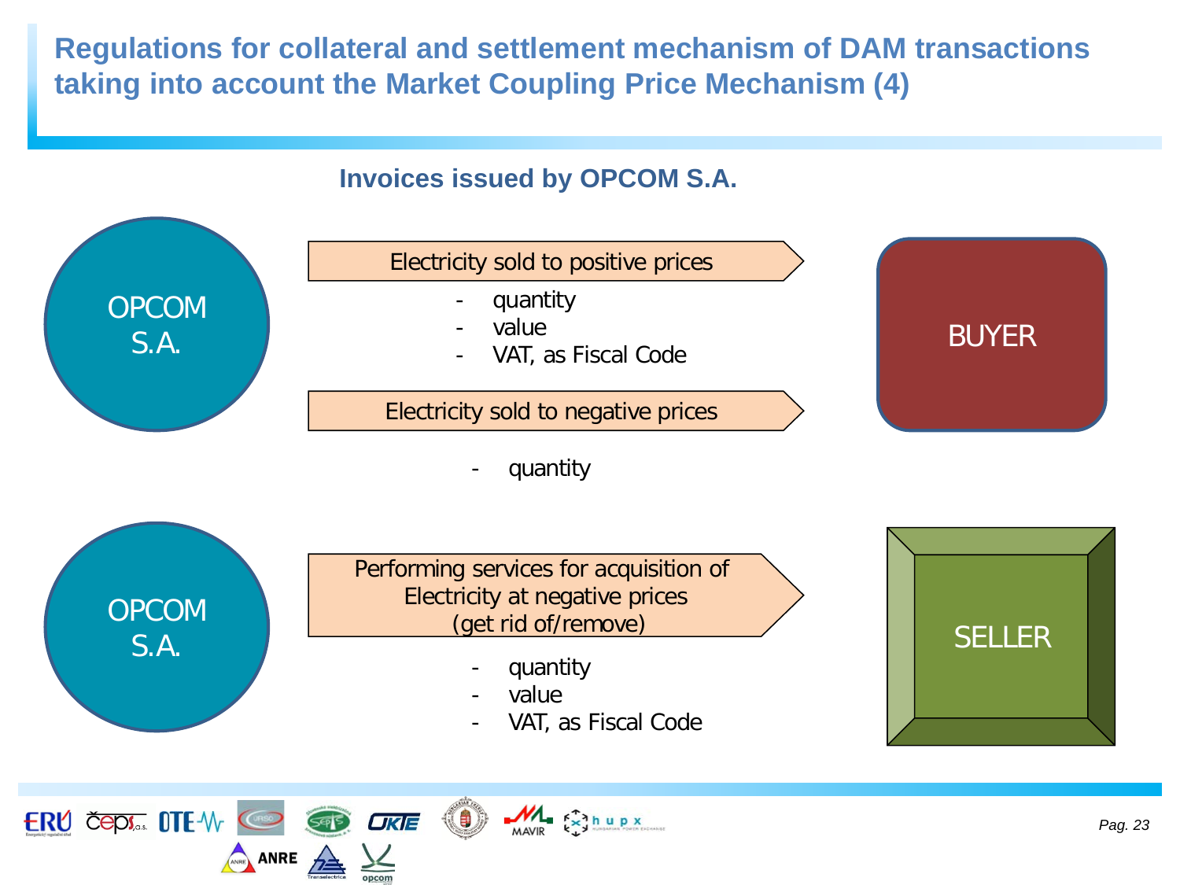# Regulations for collateral and settlement mechanism of DAM transactions taking into account the Market Coupling Price Mechanism (4)

## Invoices issued by OPCOM S.A.

OPCOM S.A. → BUYER

**Electricity sold to positive prices**

- quantity
- value
- VAT, as Fiscal Code

**Electricity sold to negative prices**

- quantity

OPCOM S.A. → SELLER

**Performing services for acquisition of Electricity at negative prices (get rid of/remove)**

- quantity
- value
- VAT, as Fiscal Code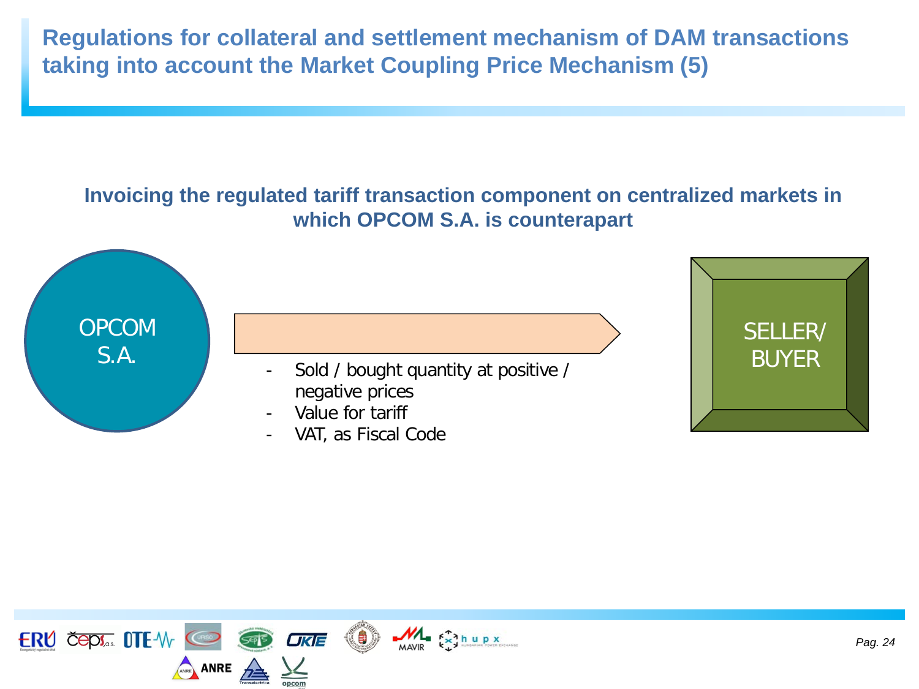# Regulations for collateral and settlement mechanism of DAM transactions taking into account the Market Coupling Price Mechanism (5)

## Invoicing the regulated tariff transaction component on centralized markets in which OPCOM S.A. is counterpart

OPCOM S.A.

- Sold / bought quantity at positive / negative prices
- Value for tariff
- VAT, as Fiscal Code

SELLER/ BUYER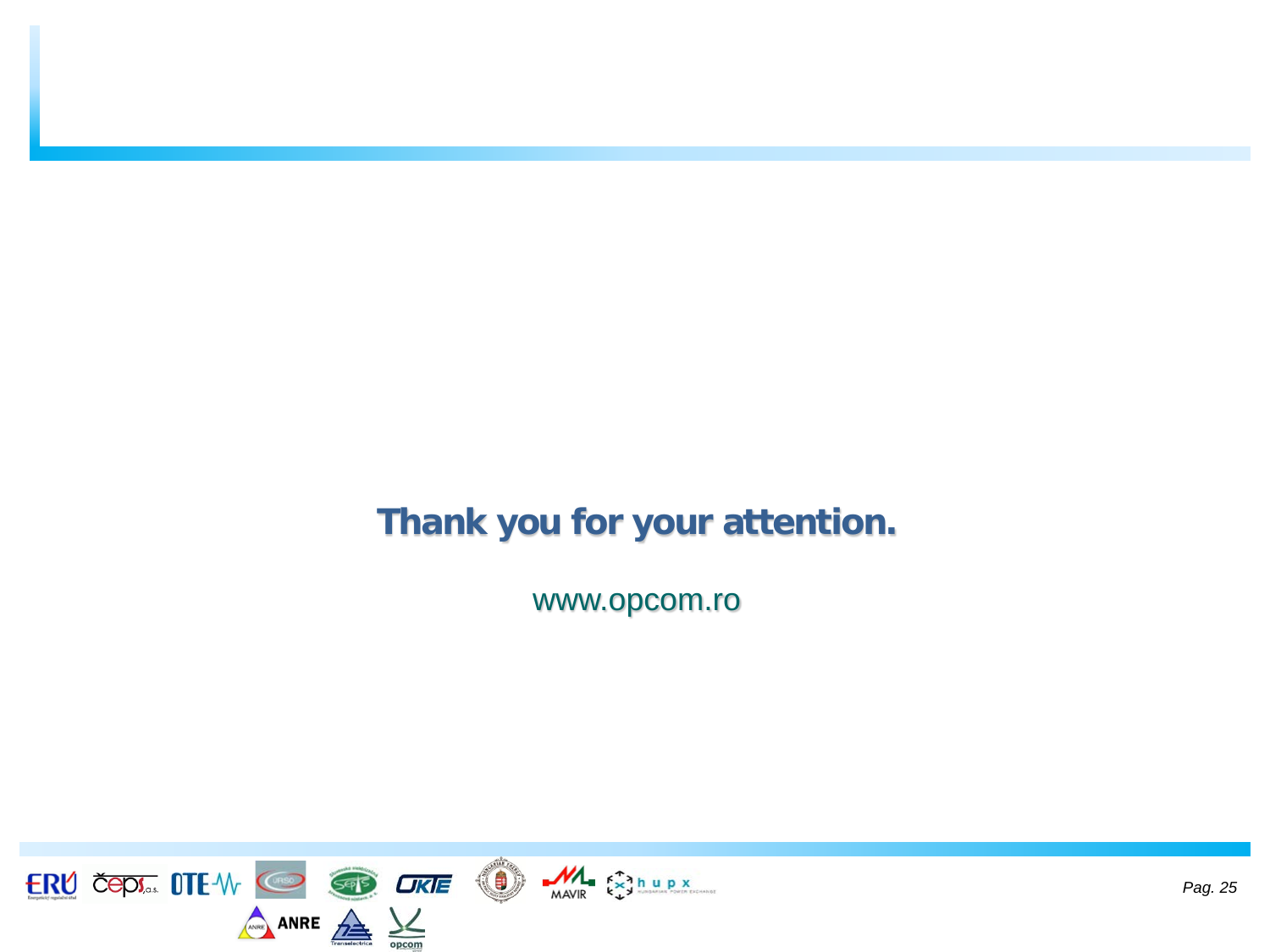**Thank you for your attention.**

www.opcom.ro